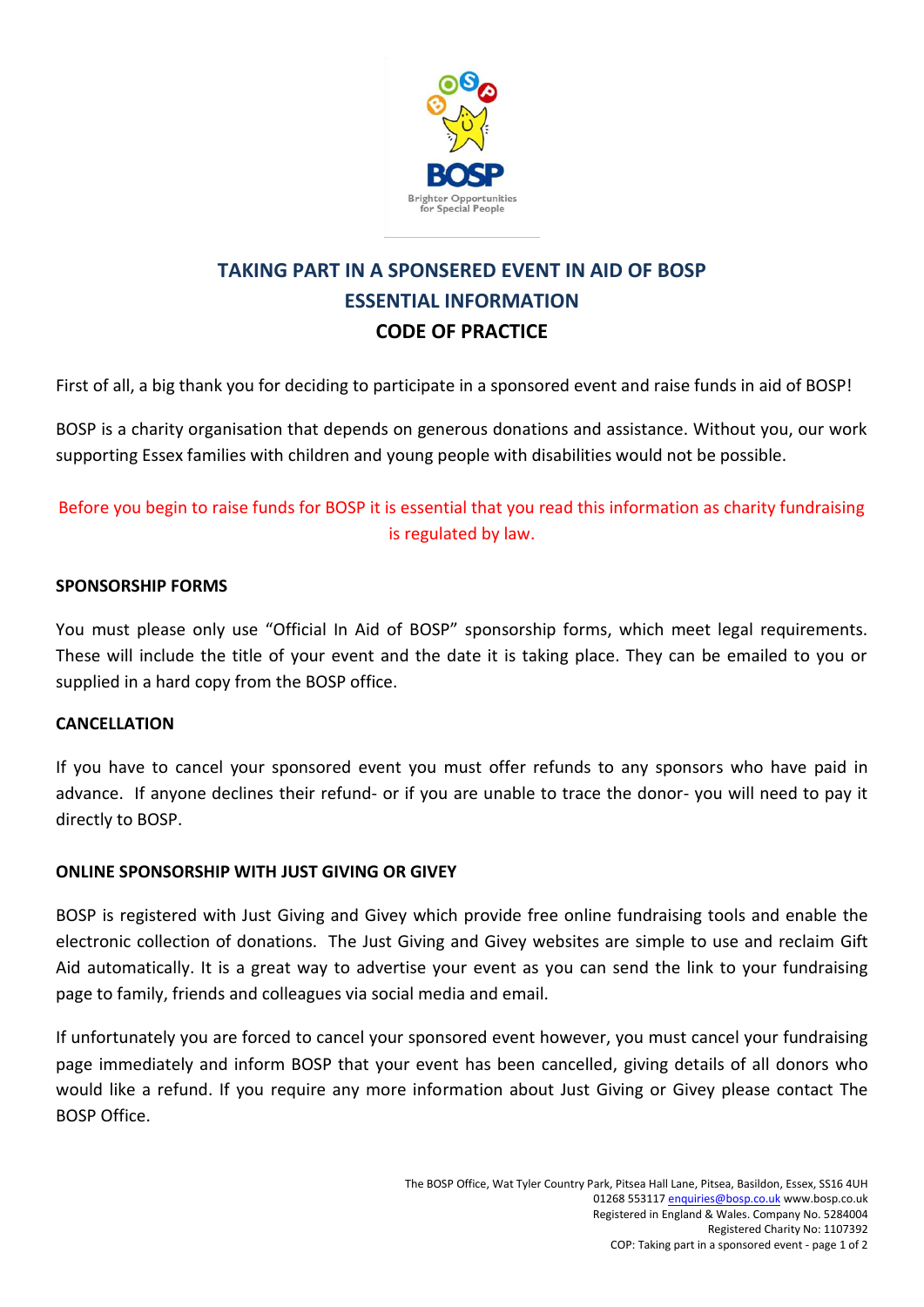# TAKING PART IN A SPONSERED EVENT IN AID OF BOSP
## ESSENTIAL INFORMATION
## CODE OF PRACTICE

First of all, a big thank you for deciding to participate in a sponsored event and raise funds in aid of BOSP!

BOSP is a charity organisation that depends on generous donations and assistance. Without you, our work supporting Essex families with children and young people with disabilities would not be possible.

Before you begin to raise funds for BOSP it is essential that you read this information as charity fundraising is regulated by law.

**SPONSORSHIP FORMS**

You must please only use "Official In Aid of BOSP" sponsorship forms, which meet legal requirements. These will include the title of your event and the date it is taking place. They can be emailed to you or supplied in a hard copy from the BOSP office.

**CANCELLATION**

If you have to cancel your sponsored event you must offer refunds to any sponsors who have paid in advance. If anyone declines their refund- or if you are unable to trace the donor- you will need to pay it directly to BOSP.

**ONLINE SPONSORSHIP WITH JUST GIVING OR GIVEY**

BOSP is registered with Just Giving and Givey which provide free online fundraising tools and enable the electronic collection of donations. The Just Giving and Givey websites are simple to use and reclaim Gift Aid automatically. It is a great way to advertise your event as you can send the link to your fundraising page to family, friends and colleagues via social media and email.

If unfortunately you are forced to cancel your sponsored event however, you must cancel your fundraising page immediately and inform BOSP that your event has been cancelled, giving details of all donors who would like a refund. If you require any more information about Just Giving or Givey please contact The BOSP Office.

The BOSP Office, Wat Tyler Country Park, Pitsea Hall Lane, Pitsea, Basildon, Essex, SS16 4UH
01268 553117 enquiries@bosp.co.uk www.bosp.co.uk
Registered in England & Wales. Company No. 5284004
Registered Charity No: 1107392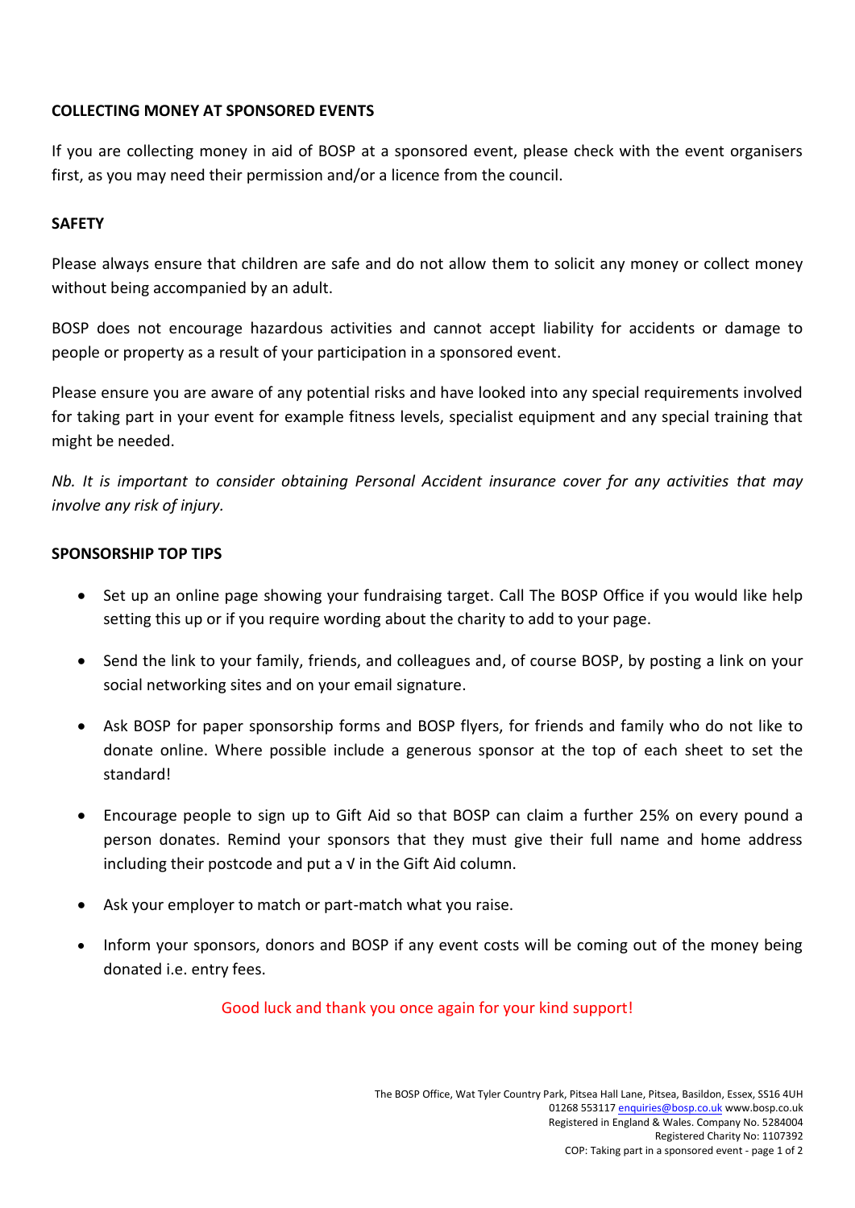**COLLECTING MONEY AT SPONSORED EVENTS**

If you are collecting money in aid of BOSP at a sponsored event, please check with the event organisers first, as you may need their permission and/or a licence from the council.

**SAFETY**

Please always ensure that children are safe and do not allow them to solicit any money or collect money without being accompanied by an adult.

BOSP does not encourage hazardous activities and cannot accept liability for accidents or damage to people or property as a result of your participation in a sponsored event.

Please ensure you are aware of any potential risks and have looked into any special requirements involved for taking part in your event for example fitness levels, specialist equipment and any special training that might be needed.

*Nb. It is important to consider obtaining Personal Accident insurance cover for any activities that may involve any risk of injury.*

**SPONSORSHIP TOP TIPS**

- Set up an online page showing your fundraising target. Call The BOSP Office if you would like help setting this up or if you require wording about the charity to add to your page.
- Send the link to your family, friends, and colleagues and, of course BOSP, by posting a link on your social networking sites and on your email signature.
- Ask BOSP for paper sponsorship forms and BOSP flyers, for friends and family who do not like to donate online. Where possible include a generous sponsor at the top of each sheet to set the standard!
- Encourage people to sign up to Gift Aid so that BOSP can claim a further 25% on every pound a person donates. Remind your sponsors that they must give their full name and home address including their postcode and put a √ in the Gift Aid column.
- Ask your employer to match or part-match what you raise.
- Inform your sponsors, donors and BOSP if any event costs will be coming out of the money being donated i.e. entry fees.

Good luck and thank you once again for your kind support!

The BOSP Office, Wat Tyler Country Park, Pitsea Hall Lane, Pitsea, Basildon, Essex, SS16 4UH
01268 553117 enquiries@bosp.co.uk www.bosp.co.uk
Registered in England & Wales. Company No. 5284004
Registered Charity No: 1107392